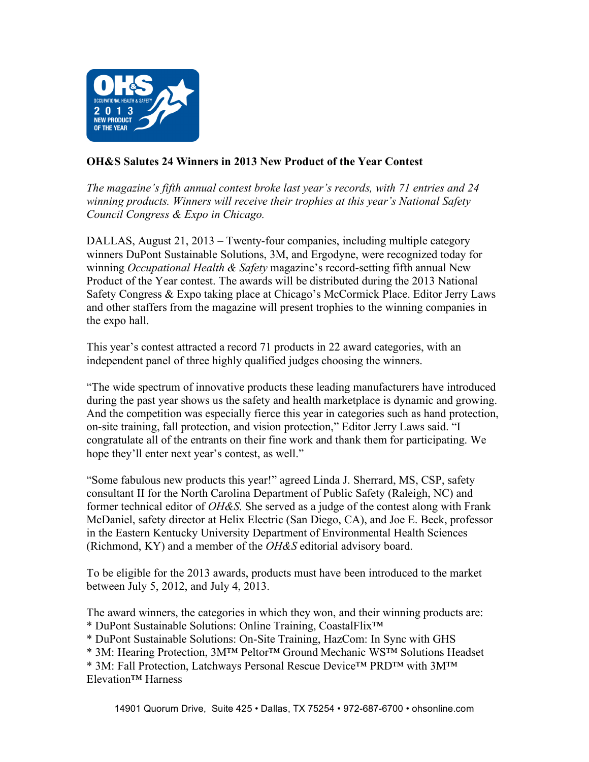**OH&S Salutes 24 Winners in 2013 New Product of the Year Contest**

*The magazine's fifth annual contest broke last year's records, with 71 entries and 24 winning products. Winners will receive their trophies at this year's National Safety Council Congress & Expo in Chicago.*

DALLAS, August 21, 2013 – Twenty-four companies, including multiple category winners DuPont Sustainable Solutions, 3M, and Ergodyne, were recognized today for winning *Occupational Health & Safety* magazine's record-setting fifth annual New Product of the Year contest. The awards will be distributed during the 2013 National Safety Congress & Expo taking place at Chicago's McCormick Place. Editor Jerry Laws and other staffers from the magazine will present trophies to the winning companies in the expo hall.

This year's contest attracted a record 71 products in 22 award categories, with an independent panel of three highly qualified judges choosing the winners.

"The wide spectrum of innovative products these leading manufacturers have introduced during the past year shows us the safety and health marketplace is dynamic and growing. And the competition was especially fierce this year in categories such as hand protection, on-site training, fall protection, and vision protection," Editor Jerry Laws said. "I congratulate all of the entrants on their fine work and thank them for participating. We hope they'll enter next year's contest, as well."

"Some fabulous new products this year!" agreed Linda J. Sherrard, MS, CSP, safety consultant II for the North Carolina Department of Public Safety (Raleigh, NC) and former technical editor of *OH&S*. She served as a judge of the contest along with Frank McDaniel, safety director at Helix Electric (San Diego, CA), and Joe E. Beck, professor in the Eastern Kentucky University Department of Environmental Health Sciences (Richmond, KY) and a member of the *OH&S* editorial advisory board.

To be eligible for the 2013 awards, products must have been introduced to the market between July 5, 2012, and July 4, 2013.

The award winners, the categories in which they won, and their winning products are:

* DuPont Sustainable Solutions: Online Training, CoastalFlix™
* DuPont Sustainable Solutions: On-Site Training, HazCom: In Sync with GHS
* 3M: Hearing Protection, 3M™ Peltor™ Ground Mechanic WS™ Solutions Headset
* 3M: Fall Protection, Latchways Personal Rescue Device™ PRD™ with 3M™ Elevation™ Harness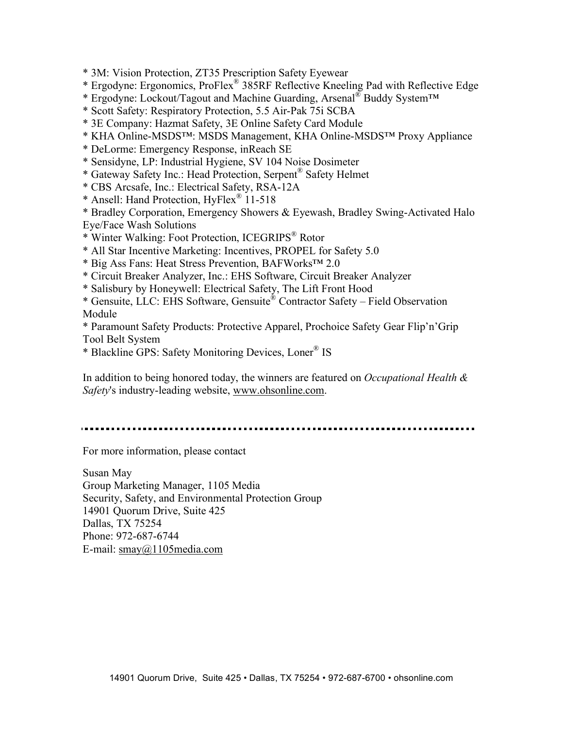* 3M: Vision Protection, ZT35 Prescription Safety Eyewear
* Ergodyne: Ergonomics, ProFlex® 385RF Reflective Kneeling Pad with Reflective Edge
* Ergodyne: Lockout/Tagout and Machine Guarding, Arsenal® Buddy System™
* Scott Safety: Respiratory Protection, 5.5 Air-Pak 75i SCBA
* 3E Company: Hazmat Safety, 3E Online Safety Card Module
* KHA Online-MSDS™: MSDS Management, KHA Online-MSDS™ Proxy Appliance
* DeLorme: Emergency Response, inReach SE
* Sensidyne, LP: Industrial Hygiene, SV 104 Noise Dosimeter
* Gateway Safety Inc.: Head Protection, Serpent® Safety Helmet
* CBS Arcsafe, Inc.: Electrical Safety, RSA-12A
* Ansell: Hand Protection, HyFlex® 11-518
* Bradley Corporation, Emergency Showers & Eyewash, Bradley Swing-Activated Halo Eye/Face Wash Solutions
* Winter Walking: Foot Protection, ICEGRIPS® Rotor
* All Star Incentive Marketing: Incentives, PROPEL for Safety 5.0
* Big Ass Fans: Heat Stress Prevention, BAFWorks™ 2.0
* Circuit Breaker Analyzer, Inc.: EHS Software, Circuit Breaker Analyzer
* Salisbury by Honeywell: Electrical Safety, The Lift Front Hood
* Gensuite, LLC: EHS Software, Gensuite® Contractor Safety – Field Observation Module
* Paramount Safety Products: Protective Apparel, Prochoice Safety Gear Flip'n'Grip Tool Belt System
* Blackline GPS: Safety Monitoring Devices, Loner® IS

In addition to being honored today, the winners are featured on *Occupational Health & Safety*'s industry-leading website, www.ohsonline.com.

---

For more information, please contact

Susan May
Group Marketing Manager, 1105 Media
Security, Safety, and Environmental Protection Group
14901 Quorum Drive, Suite 425
Dallas, TX 75254
Phone: 972-687-6744
E-mail: smay@1105media.com

14901 Quorum Drive, Suite 425 • Dallas, TX 75254 • 972-687-6700 • ohsonline.com